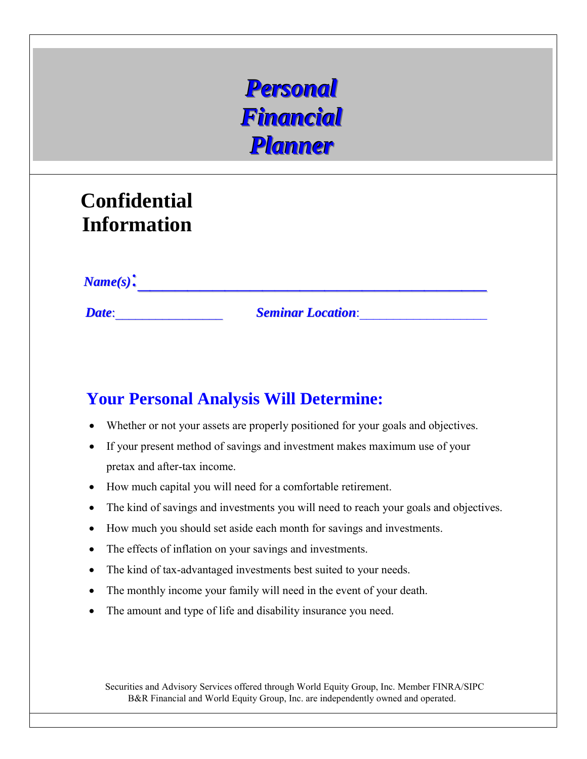# *Personal Financial Planner*

## Confidential Information

***Name(s)***:_______________________________________________

***Date***:________________ ***Seminar Location***:___________________

## Your Personal Analysis Will Determine:

- Whether or not your assets are properly positioned for your goals and objectives.
- If your present method of savings and investment makes maximum use of your pretax and after-tax income.
- How much capital you will need for a comfortable retirement.
- The kind of savings and investments you will need to reach your goals and objectives.
- How much you should set aside each month for savings and investments.
- The effects of inflation on your savings and investments.
- The kind of tax-advantaged investments best suited to your needs.
- The monthly income your family will need in the event of your death.
- The amount and type of life and disability insurance you need.

Securities and Advisory Services offered through World Equity Group, Inc. Member FINRA/SIPC
B&R Financial and World Equity Group, Inc. are independently owned and operated.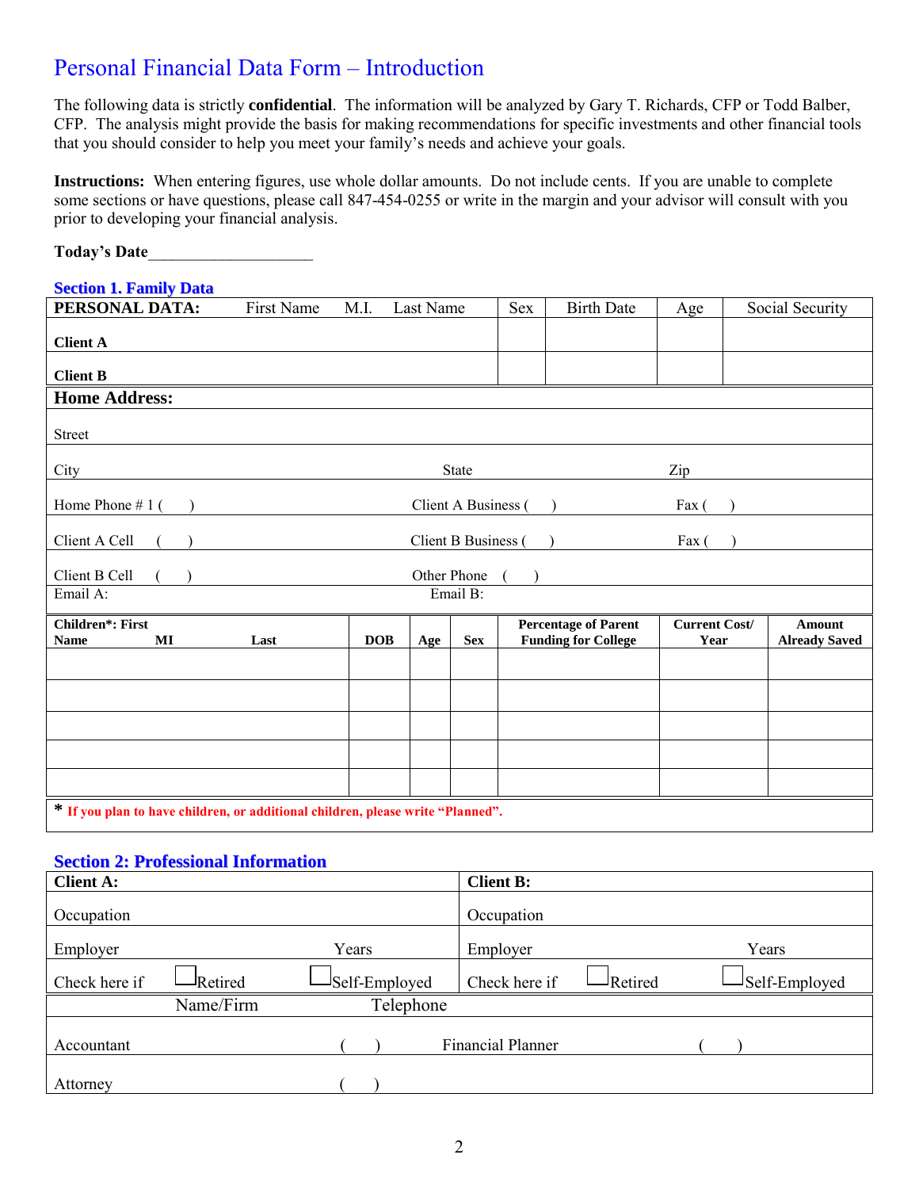# Personal Financial Data Form – Introduction

The following data is strictly **confidential**. The information will be analyzed by Gary T. Richards, CFP or Todd Balber, CFP. The analysis might provide the basis for making recommendations for specific investments and other financial tools that you should consider to help you meet your family's needs and achieve your goals.

**Instructions:** When entering figures, use whole dollar amounts. Do not include cents. If you are unable to complete some sections or have questions, please call 847-454-0255 or write in the margin and your advisor will consult with you prior to developing your financial analysis.

**Today's Date**____________________

## Section 1. Family Data

| **PERSONAL DATA:** First Name M.I. Last Name | Sex | Birth Date | Age | Social Security |
|---|---|---|---|---|
| **Client A** | | | | |
| **Client B** | | | | |

**Home Address:**

Street

City State Zip

Home Phone # 1 ( ) Client A Business ( ) Fax ( )

Client A Cell ( ) Client B Business ( ) Fax ( )

Client B Cell ( ) Other Phone ( )

Email A: Email B:

| **Children*: First Name MI Last** | **DOB** | **Age** | **Sex** | **Percentage of Parent Funding for College** | **Current Cost/ Year** | **Amount Already Saved** |
|---|---|---|---|---|---|---|
| | | | | | | |
| | | | | | | |
| | | | | | | |
| | | | | | | |
| | | | | | | |

\* **If you plan to have children, or additional children, please write "Planned".**

## Section 2: Professional Information

| **Client A:** | **Client B:** |
|---|---|
| Occupation | Occupation |
| Employer Years | Employer Years |
| Check here if ☐ Retired ☐ Self-Employed | Check here if ☐ Retired ☐ Self-Employed |

| | Name/Firm | Telephone | | |
|---|---|---|---|---|
| Accountant | | ( ) | Financial Planner | ( ) |
| Attorney | | ( ) | | |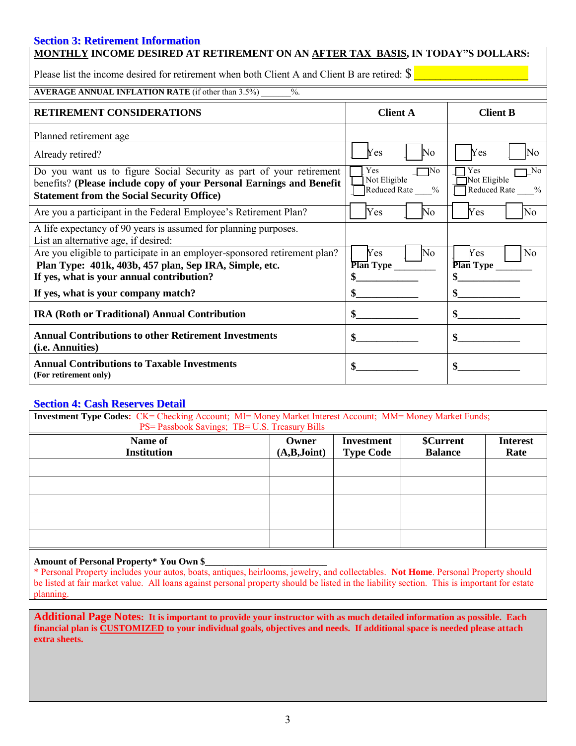## Section 3: Retirement Information

**MONTHLY INCOME DESIRED AT RETIREMENT ON AN AFTER TAX BASIS, IN TODAY"S DOLLARS:**

Please list the income desired for retirement when both Client A and Client B are retired: $ ____________________

**AVERAGE ANNUAL INFLATION RATE** (if other than 3.5%) _______%.

| RETIREMENT CONSIDERATIONS | Client A | Client B |
|---|---|---|
| Planned retirement age | | |
| Already retired? | ☐ Yes ☐ No | ☐ Yes ☐ No |
| Do you want us to figure Social Security as part of your retirement benefits? **(Please include copy of your Personal Earnings and Benefit Statement from the Social Security Office)** | ☐ Yes ☐ No ☐ Not Eligible ☐ Reduced Rate ____% | ☐ Yes ☐ No ☐ Not Eligible ☐ Reduced Rate ____% |
| Are you a participant in the Federal Employee's Retirement Plan? | ☐ Yes ☐ No | ☐ Yes ☐ No |
| A life expectancy of 90 years is assumed for planning purposes. List an alternative age, if desired: | | |
| Are you eligible to participate in an employer-sponsored retirement plan? **Plan Type: 401k, 403b, 457 plan, Sep IRA, Simple, etc. If yes, what is your annual contribution? If yes, what is your company match?** | ☐ Yes ☐ No **Plan Type** _________ **$**____________ **$**____________ | ☐ Yes ☐ No **Plan Type** _______ **$**____________ **$**____________ |
| **IRA (Roth or Traditional) Annual Contribution** | **$**____________ | **$**____________ |
| **Annual Contributions to other Retirement Investments (i.e. Annuities)** | **$**____________ | **$**____________ |
| **Annual Contributions to Taxable Investments** **(For retirement only)** | **$**____________ | **$**____________ |

## Section 4: Cash Reserves Detail

**Investment Type Codes:** CK= Checking Account; MI= Money Market Interest Account; MM= Money Market Funds; PS= Passbook Savings; TB= U.S. Treasury Bills

| Name of Institution | Owner (A,B,Joint) | Investment Type Code | $Current Balance | Interest Rate |
|---|---|---|---|---|
| | | | | |
| | | | | |
| | | | | |
| | | | | |
| | | | | |

**Amount of Personal Property* You Own $**__________________________

* Personal Property includes your autos, boats, antiques, heirlooms, jewelry, and collectables. **Not Home**. Personal Property should be listed at fair market value. All loans against personal property should be listed in the liability section. This is important for estate planning.

**Additional Page Notes: It is important to provide your instructor with as much detailed information as possible. Each financial plan is CUSTOMIZED to your individual goals, objectives and needs. If additional space is needed please attach extra sheets.**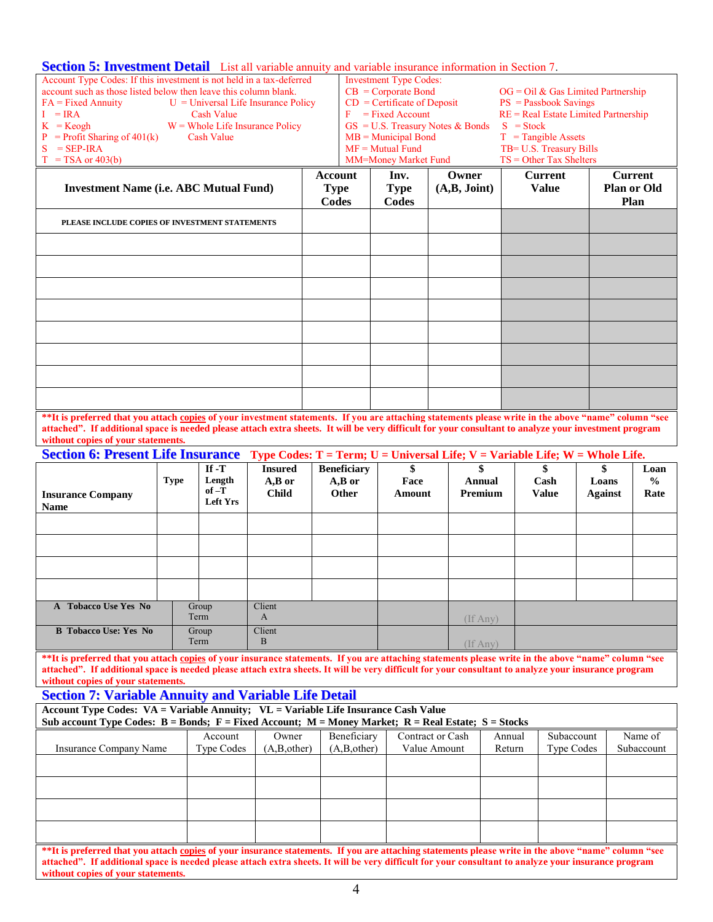## Section 5: Investment Detail

List all variable annuity and variable insurance information in Section 7.

| Account Type Codes: If this investment is not held in a tax-deferred account such as those listed below then leave this column blank. | Investment Type Codes: |
|---|---|
| FA = Fixed Annuity<br>I = IRA<br>K = Keogh<br>P = Profit Sharing of 401(k)<br>S = SEP-IRA<br>T = TSA or 403(b)<br>U = Universal Life Insurance Policy Cash Value<br>W = Whole Life Insurance Policy Cash Value | CB = Corporate Bond<br>CD = Certificate of Deposit<br>F = Fixed Account<br>GS = U.S. Treasury Notes & Bonds<br>MB = Municipal Bond<br>MF = Mutual Fund<br>MM=Money Market Fund<br>OG = Oil & Gas Limited Partnership<br>PS = Passbook Savings<br>RE = Real Estate Limited Partnership<br>S = Stock<br>T = Tangible Assets<br>TB= U.S. Treasury Bills<br>TS = Other Tax Shelters |

| Investment Name (i.e. ABC Mutual Fund) | Account Type Codes | Inv. Type Codes | Owner (A,B, Joint) | Current Value | Current Plan or Old Plan |
|---|---|---|---|---|---|
| PLEASE INCLUDE COPIES OF INVESTMENT STATEMENTS | | | | | |
| | | | | | |
| | | | | | |
| | | | | | |
| | | | | | |
| | | | | | |
| | | | | | |
| | | | | | |
| | | | | | |

**\*\*It is preferred that you attach copies of your investment statements. If you are attaching statements please write in the above "name" column "see attached". If additional space is needed please attach extra sheets. It will be very difficult for your consultant to analyze your investment program without copies of your statements.**

## Section 6: Present Life Insurance

**Type Codes: T = Term; U = Universal Life; V = Variable Life; W = Whole Life.**

| Insurance Company Name | Type | If -T Length of –T Left Yrs | Insured A,B or Child | Beneficiary A,B or Other | $ Face Amount | $ Annual Premium | $ Cash Value | $ Loans Against | Loan % Rate |
|---|---|---|---|---|---|---|---|---|---|
| | | | | | | | | | |
| | | | | | | | | | |
| | | | | | | | | | |
| | | | | | | | | | |
| **A Tobacco Use Yes No** | Group Term | | Client A | | | (If Any) | | | |
| **B Tobacco Use: Yes No** | Group Term | | Client B | | | (If Any) | | | |

**\*\*It is preferred that you attach copies of your insurance statements. If you are attaching statements please write in the above "name" column "see attached". If additional space is needed please attach extra sheets. It will be very difficult for your consultant to analyze your insurance program without copies of your statements.**

## Section 7: Variable Annuity and Variable Life Detail

**Account Type Codes: VA = Variable Annuity; VL = Variable Life Insurance Cash Value**
**Sub account Type Codes: B = Bonds; F = Fixed Account; M = Money Market; R = Real Estate; S = Stocks**

| Insurance Company Name | Account Type Codes | Owner (A,B,other) | Beneficiary (A,B,other) | Contract or Cash Value Amount | Annual Return | Subaccount Type Codes | Name of Subaccount |
|---|---|---|---|---|---|---|---|
| | | | | | | | |
| | | | | | | | |
| | | | | | | | |
| | | | | | | | |

**\*\*It is preferred that you attach copies of your insurance statements. If you are attaching statements please write in the above "name" column "see attached". If additional space is needed please attach extra sheets. It will be very difficult for your consultant to analyze your insurance program without copies of your statements.**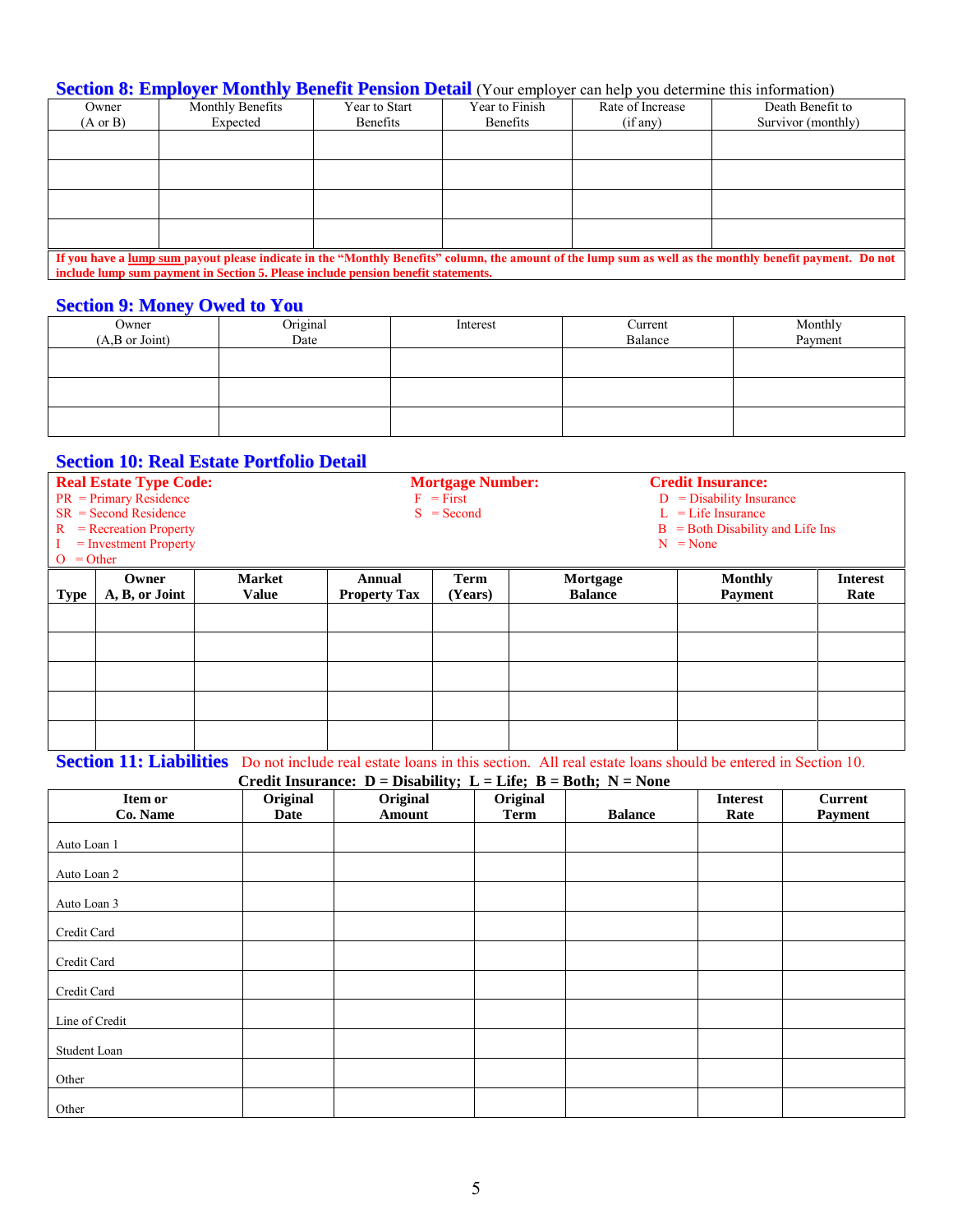## Section 8: Employer Monthly Benefit Pension Detail (Your employer can help you determine this information)

| Owner (A or B) | Monthly Benefits Expected | Year to Start Benefits | Year to Finish Benefits | Rate of Increase (if any) | Death Benefit to Survivor (monthly) |
|---|---|---|---|---|---|
| | | | | | |
| | | | | | |
| | | | | | |
| | | | | | |

**If you have a lump sum payout please indicate in the "Monthly Benefits" column, the amount of the lump sum as well as the monthly benefit payment. Do not include lump sum payment in Section 5. Please include pension benefit statements.**

## Section 9: Money Owed to You

| Owner (A,B or Joint) | Original Date | Interest | Current Balance | Monthly Payment |
|---|---|---|---|---|
| | | | | |
| | | | | |
| | | | | |

## Section 10: Real Estate Portfolio Detail

**Real Estate Type Code:**
PR = Primary Residence
SR = Second Residence
R = Recreation Property
I = Investment Property
O = Other

**Mortgage Number:**
F = First
S = Second

**Credit Insurance:**
D = Disability Insurance
L = Life Insurance
B = Both Disability and Life Ins
N = None

| Type | Owner A, B, or Joint | Market Value | Annual Property Tax | Term (Years) | Mortgage Balance | Monthly Payment | Interest Rate |
|---|---|---|---|---|---|---|---|
| | | | | | | | |
| | | | | | | | |
| | | | | | | | |
| | | | | | | | |
| | | | | | | | |

## Section 11: Liabilities

Do not include real estate loans in this section. All real estate loans should be entered in Section 10.

**Credit Insurance: D = Disability; L = Life; B = Both; N = None**

| Item or Co. Name | Original Date | Original Amount | Original Term | Balance | Interest Rate | Current Payment |
|---|---|---|---|---|---|---|
| Auto Loan 1 | | | | | | |
| Auto Loan 2 | | | | | | |
| Auto Loan 3 | | | | | | |
| Credit Card | | | | | | |
| Credit Card | | | | | | |
| Credit Card | | | | | | |
| Line of Credit | | | | | | |
| Student Loan | | | | | | |
| Other | | | | | | |
| Other | | | | | | |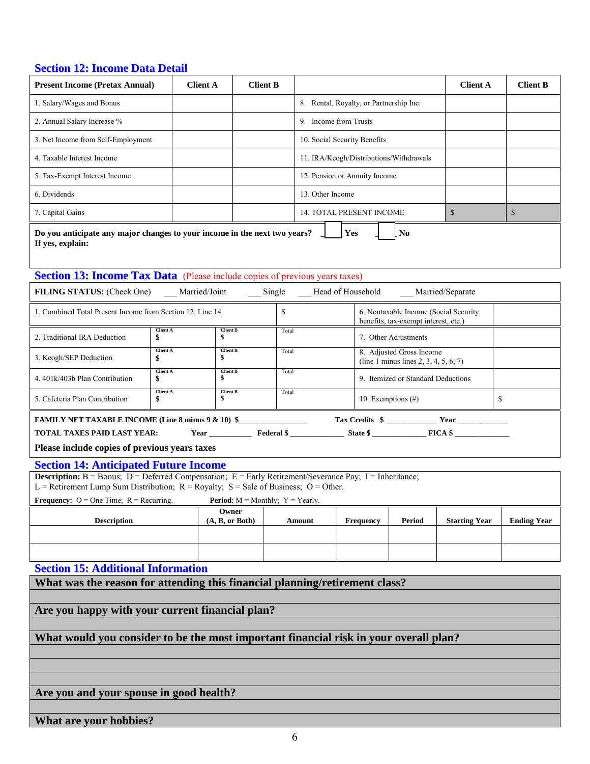## Section 12: Income Data Detail

| Present Income (Pretax Annual) | Client A | Client B | | Client A | Client B |
|---|---|---|---|---|---|
| 1. Salary/Wages and Bonus | | | 8. Rental, Royalty, or Partnership Inc. | | |
| 2. Annual Salary Increase % | | | 9. Income from Trusts | | |
| 3. Net Income from Self-Employment | | | 10. Social Security Benefits | | |
| 4. Taxable Interest Income | | | 11. IRA/Keogh/Distributions/Withdrawals | | |
| 5. Tax-Exempt Interest Income | | | 12. Pension or Annuity Income | | |
| 6. Dividends | | | 13. Other Income | | |
| 7. Capital Gains | | | 14. TOTAL PRESENT INCOME | $ | $ |

**Do you anticipate any major changes to your income in the next two years?** ___ **Yes** ___ **No**
**If yes, explain:**

## Section 13: Income Tax Data (Please include copies of previous years taxes)

**FILING STATUS:** (Check One) ___ Married/Joint ___ Single ___ Head of Household ___ Married/Separate

| | Client A | Client B | Total | | |
|---|---|---|---|---|---|
| 1. Combined Total Present Income from Section 12, Line 14 | | | $ | 6. Nontaxable Income (Social Security benefits, tax-exempt interest, etc.) | |
| 2. Traditional IRA Deduction | $ | $ | | 7. Other Adjustments | |
| 3. Keogh/SEP Deduction | $ | $ | | 8. Adjusted Gross Income (line 1 minus lines 2, 3, 4, 5, 6, 7) | |
| 4. 401k/403b Plan Contribution | $ | $ | | 9. Itemized or Standard Deductions | |
| 5. Cafeteria Plan Contribution | $ | $ | | 10. Exemptions (#) | $ |

**FAMILY NET TAXABLE INCOME (Line 8 minus 9 & 10) $**_______________ **Tax Credits $** ____________ **Year** ____________

**TOTAL TAXES PAID LAST YEAR:** **Year** __________ **Federal $** ____________ **State $** ____________ **FICA $** ____________

**Please include copies of previous years taxes**

## Section 14: Anticipated Future Income

**Description:** B = Bonus; D = Deferred Compensation; E = Early Retirement/Severance Pay; I = Inheritance; L = Retirement Lump Sum Distribution; R = Royalty; S = Sale of Business; O = Other.

**Frequency:** O = One Time; R = Recurring. **Period**: M = Monthly; Y = Yearly.

| Description | Owner (A, B, or Both) | Amount | Frequency | Period | Starting Year | Ending Year |
|---|---|---|---|---|---|---|
| | | | | | | |
| | | | | | | |

## Section 15: Additional Information

**What was the reason for attending this financial planning/retirement class?**

**Are you happy with your current financial plan?**

**What would you consider to be the most important financial risk in your overall plan?**

**Are you and your spouse in good health?**

**What are your hobbies?**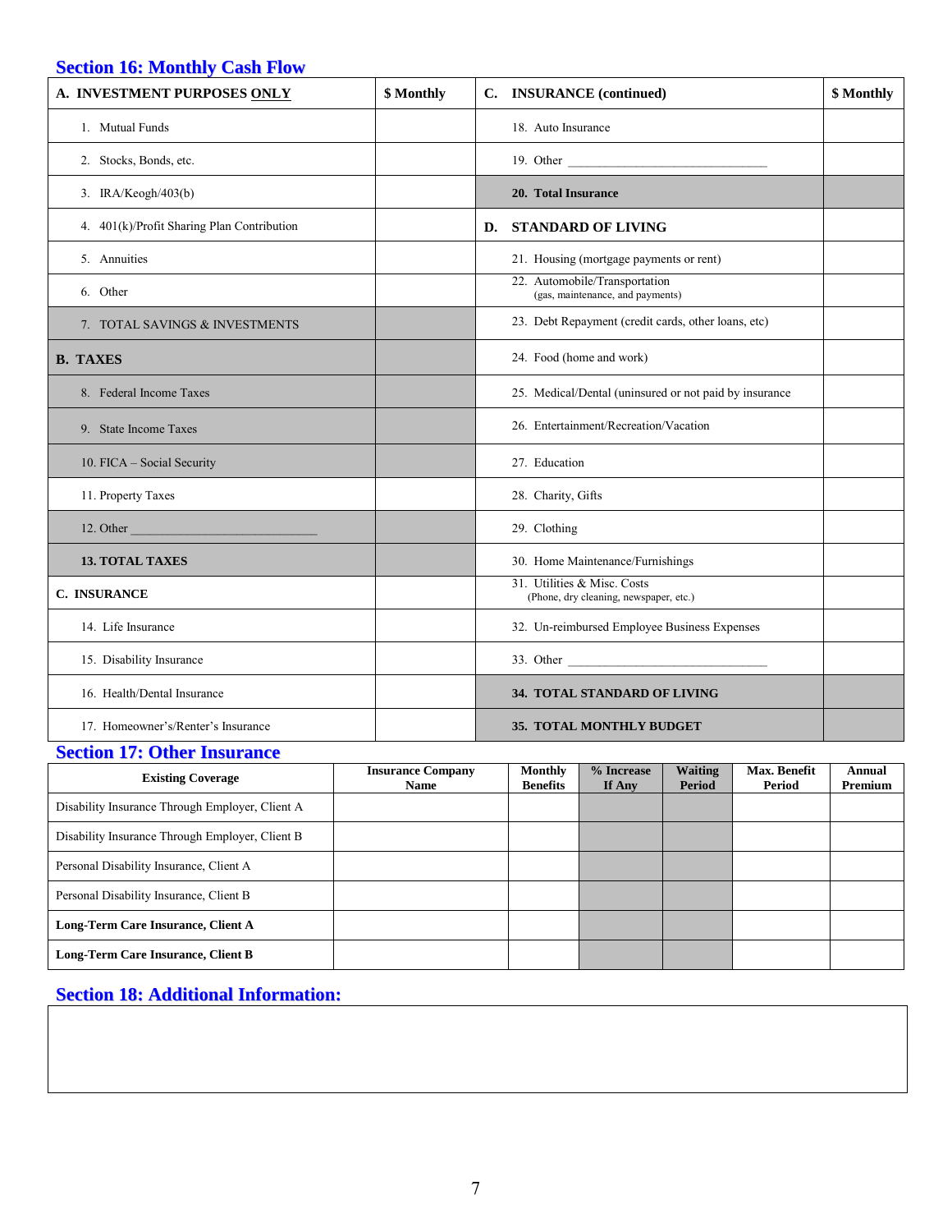## Section 16: Monthly Cash Flow

| A. INVESTMENT PURPOSES ONLY | $ Monthly | C. INSURANCE (continued) | $ Monthly |
|---|---|---|---|
| 1. Mutual Funds | | 18. Auto Insurance | |
| 2. Stocks, Bonds, etc. | | 19. Other ______________________________ | |
| 3. IRA/Keogh/403(b) | | **20. Total Insurance** | |
| 4. 401(k)/Profit Sharing Plan Contribution | | **D. STANDARD OF LIVING** | |
| 5. Annuities | | 21. Housing (mortgage payments or rent) | |
| 6. Other | | 22. Automobile/Transportation (gas, maintenance, and payments) | |
| 7. TOTAL SAVINGS & INVESTMENTS | | 23. Debt Repayment (credit cards, other loans, etc) | |
| **B. TAXES** | | 24. Food (home and work) | |
| 8. Federal Income Taxes | | 25. Medical/Dental (uninsured or not paid by insurance | |
| 9. State Income Taxes | | 26. Entertainment/Recreation/Vacation | |
| 10. FICA – Social Security | | 27. Education | |
| 11. Property Taxes | | 28. Charity, Gifts | |
| 12. Other ______________________________ | | 29. Clothing | |
| **13. TOTAL TAXES** | | 30. Home Maintenance/Furnishings | |
| **C. INSURANCE** | | 31. Utilities & Misc. Costs (Phone, dry cleaning, newspaper, etc.) | |
| 14. Life Insurance | | 32. Un-reimbursed Employee Business Expenses | |
| 15. Disability Insurance | | 33. Other ______________________________ | |
| 16. Health/Dental Insurance | | **34. TOTAL STANDARD OF LIVING** | |
| 17. Homeowner's/Renter's Insurance | | **35. TOTAL MONTHLY BUDGET** | |

## Section 17: Other Insurance

| Existing Coverage | Insurance Company Name | Monthly Benefits | % Increase If Any | Waiting Period | Max. Benefit Period | Annual Premium |
|---|---|---|---|---|---|---|
| Disability Insurance Through Employer, Client A | | | | | | |
| Disability Insurance Through Employer, Client B | | | | | | |
| Personal Disability Insurance, Client A | | | | | | |
| Personal Disability Insurance, Client B | | | | | | |
| **Long-Term Care Insurance, Client A** | | | | | | |
| **Long-Term Care Insurance, Client B** | | | | | | |

## Section 18: Additional Information: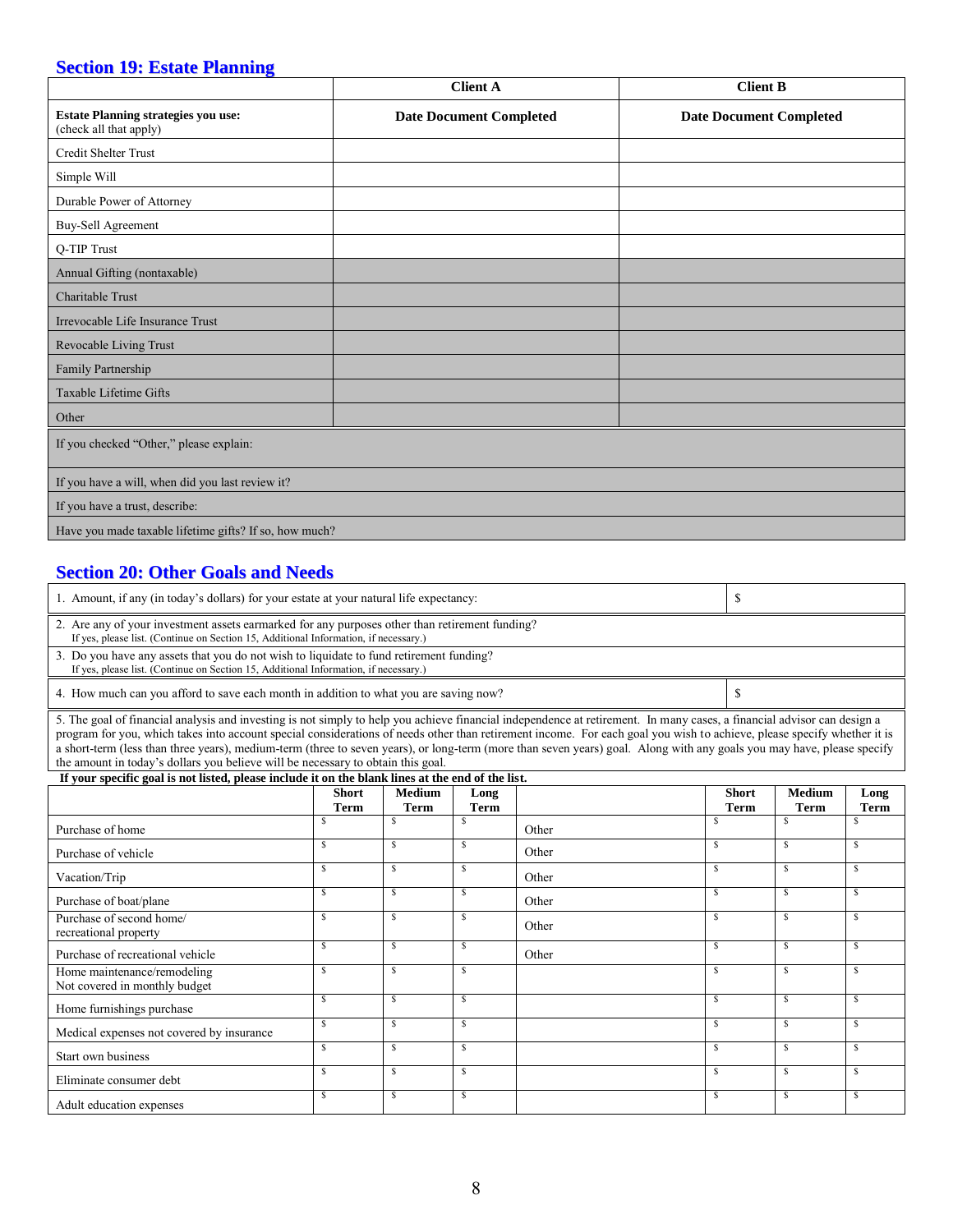## Section 19: Estate Planning

| | Client A | Client B |
|---|---|---|
| **Estate Planning strategies you use:** (check all that apply) | **Date Document Completed** | **Date Document Completed** |
| Credit Shelter Trust | | |
| Simple Will | | |
| Durable Power of Attorney | | |
| Buy-Sell Agreement | | |
| Q-TIP Trust | | |
| Annual Gifting (nontaxable) | | |
| Charitable Trust | | |
| Irrevocable Life Insurance Trust | | |
| Revocable Living Trust | | |
| Family Partnership | | |
| Taxable Lifetime Gifts | | |
| Other | | |

If you checked "Other," please explain:

If you have a will, when did you last review it?

If you have a trust, describe:

Have you made taxable lifetime gifts? If so, how much?

## Section 20: Other Goals and Needs

| | |
|---|---|
| 1. Amount, if any (in today's dollars) for your estate at your natural life expectancy: | $ |

2. Are any of your investment assets earmarked for any purposes other than retirement funding?
If yes, please list. (Continue on Section 15, Additional Information, if necessary.)

3. Do you have any assets that you do not wish to liquidate to fund retirement funding?
If yes, please list. (Continue on Section 15, Additional Information, if necessary.)

| | |
|---|---|
| 4. How much can you afford to save each month in addition to what you are saving now? | $ |

5. The goal of financial analysis and investing is not simply to help you achieve financial independence at retirement. In many cases, a financial advisor can design a program for you, which takes into account special considerations of needs other than retirement income. For each goal you wish to achieve, please specify whether it is a short-term (less than three years), medium-term (three to seven years), or long-term (more than seven years) goal. Along with any goals you may have, please specify the amount in today's dollars you believe will be necessary to obtain this goal.

**If your specific goal is not listed, please include it on the blank lines at the end of the list.**

| | Short Term | Medium Term | Long Term | | Short Term | Medium Term | Long Term |
|---|---|---|---|---|---|---|---|
| Purchase of home | $ | $ | $ | Other | $ | $ | $ |
| Purchase of vehicle | $ | $ | $ | Other | $ | $ | $ |
| Vacation/Trip | $ | $ | $ | Other | $ | $ | $ |
| Purchase of boat/plane | $ | $ | $ | Other | $ | $ | $ |
| Purchase of second home/ recreational property | $ | $ | $ | Other | $ | $ | $ |
| Purchase of recreational vehicle | $ | $ | $ | Other | $ | $ | $ |
| Home maintenance/remodeling Not covered in monthly budget | $ | $ | $ | | $ | $ | $ |
| Home furnishings purchase | $ | $ | $ | | $ | $ | $ |
| Medical expenses not covered by insurance | $ | $ | $ | | $ | $ | $ |
| Start own business | $ | $ | $ | | $ | $ | $ |
| Eliminate consumer debt | $ | $ | $ | | $ | $ | $ |
| Adult education expenses | $ | $ | $ | | $ | $ | $ |